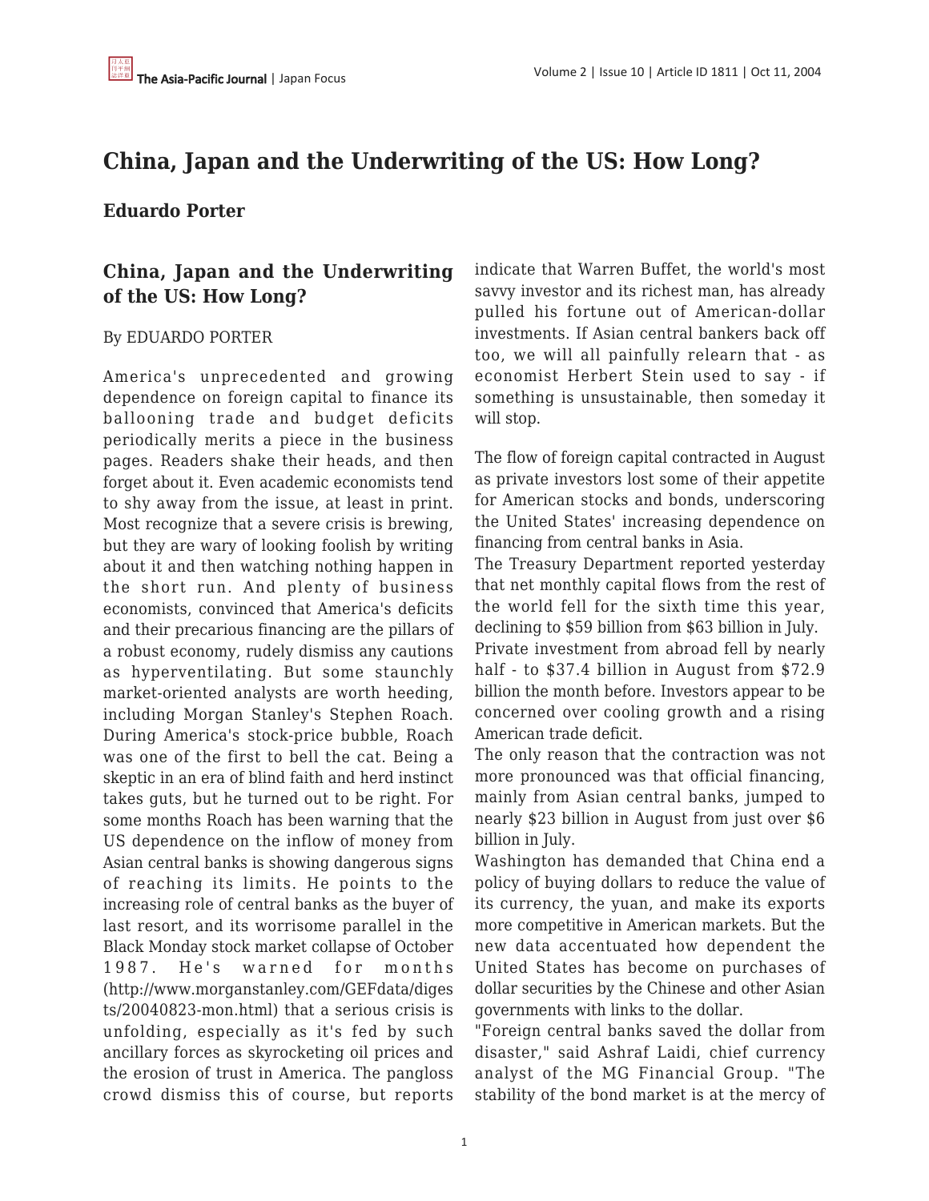# China, Japan and the Underwriting of the US: How Long?

## Eduardo Porter

### China, Japan and the Underwriting of the US: How Long?

By EDUARDO PORTER

America's unprecedented and growing dependence on foreign capital to finance its ballooning trade and budget deficits periodically merits a piece in the business pages. Readers shake their heads, and then forget about it. Even academic economists tend to shy away from the issue, at least in print. Most recognize that a severe crisis is brewing, but they are wary of looking foolish by writing about it and then watching nothing happen in the short run. And plenty of business economists, convinced that America's deficits and their precarious financing are the pillars of a robust economy, rudely dismiss any cautions as hyperventilating. But some staunchly market-oriented analysts are worth heeding, including Morgan Stanley's Stephen Roach. During America's stock-price bubble, Roach was one of the first to bell the cat. Being a skeptic in an era of blind faith and herd instinct takes guts, but he turned out to be right. For some months Roach has been warning that the US dependence on the inflow of money from Asian central banks is showing dangerous signs of reaching its limits. He points to the increasing role of central banks as the buyer of last resort, and its worrisome parallel in the Black Monday stock market collapse of October 1987. He's warned for months (http://www.morganstanley.com/GEFdata/digests/20040823-mon.html) that a serious crisis is unfolding, especially as it's fed by such ancillary forces as skyrocketing oil prices and the erosion of trust in America. The pangloss crowd dismiss this of course, but reports indicate that Warren Buffet, the world's most savvy investor and its richest man, has already pulled his fortune out of American-dollar investments. If Asian central bankers back off too, we will all painfully relearn that - as economist Herbert Stein used to say - if something is unsustainable, then someday it will stop.

The flow of foreign capital contracted in August as private investors lost some of their appetite for American stocks and bonds, underscoring the United States' increasing dependence on financing from central banks in Asia.

The Treasury Department reported yesterday that net monthly capital flows from the rest of the world fell for the sixth time this year, declining to $59 billion from $63 billion in July.

Private investment from abroad fell by nearly half - to $37.4 billion in August from $72.9 billion the month before. Investors appear to be concerned over cooling growth and a rising American trade deficit.

The only reason that the contraction was not more pronounced was that official financing, mainly from Asian central banks, jumped to nearly $23 billion in August from just over $6 billion in July.

Washington has demanded that China end a policy of buying dollars to reduce the value of its currency, the yuan, and make its exports more competitive in American markets. But the new data accentuated how dependent the United States has become on purchases of dollar securities by the Chinese and other Asian governments with links to the dollar.

"Foreign central banks saved the dollar from disaster," said Ashraf Laidi, chief currency analyst of the MG Financial Group. "The stability of the bond market is at the mercy of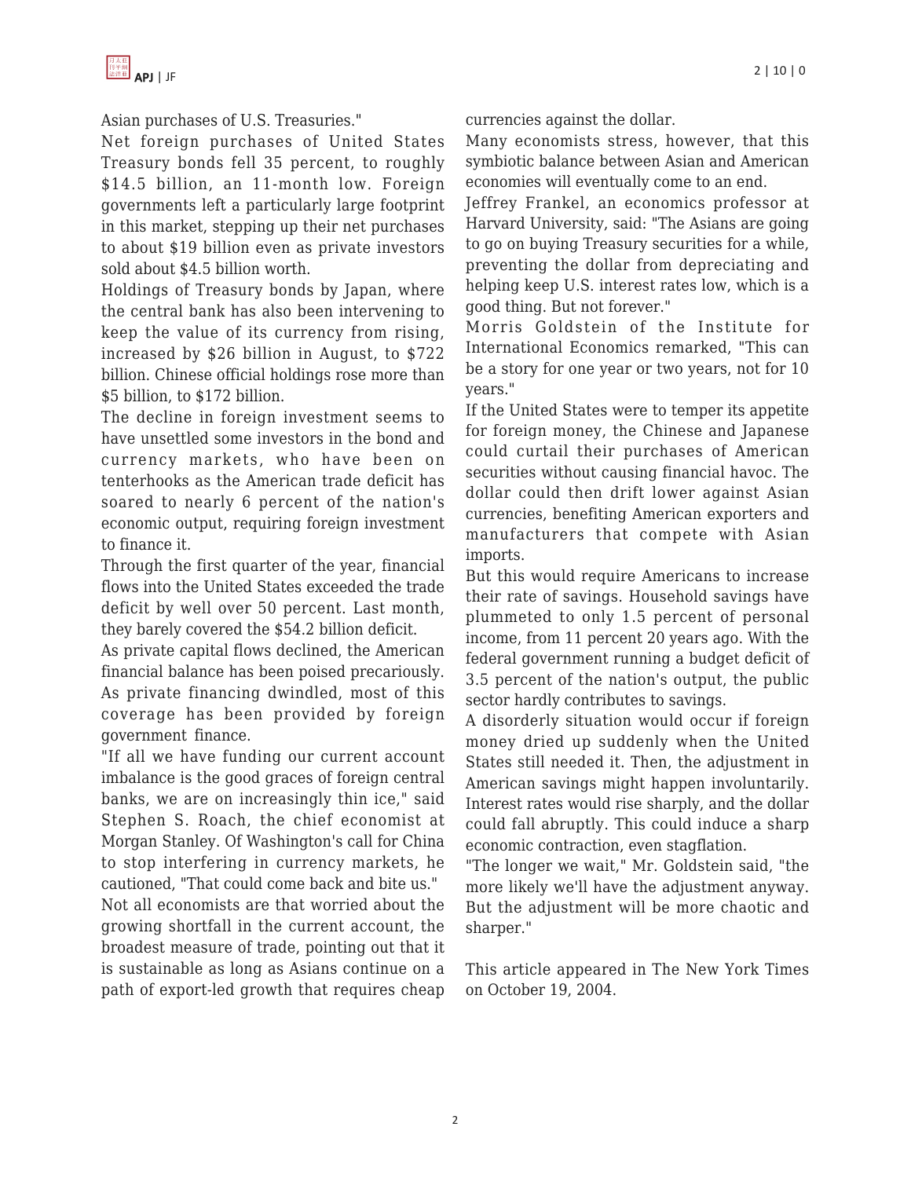Asian purchases of U.S. Treasuries."

Net foreign purchases of United States Treasury bonds fell 35 percent, to roughly $14.5 billion, an 11-month low. Foreign governments left a particularly large footprint in this market, stepping up their net purchases to about $19 billion even as private investors sold about $4.5 billion worth.

Holdings of Treasury bonds by Japan, where the central bank has also been intervening to keep the value of its currency from rising, increased by $26 billion in August, to $722 billion. Chinese official holdings rose more than $5 billion, to $172 billion.

The decline in foreign investment seems to have unsettled some investors in the bond and currency markets, who have been on tenterhooks as the American trade deficit has soared to nearly 6 percent of the nation's economic output, requiring foreign investment to finance it.

Through the first quarter of the year, financial flows into the United States exceeded the trade deficit by well over 50 percent. Last month, they barely covered the $54.2 billion deficit.

As private capital flows declined, the American financial balance has been poised precariously. As private financing dwindled, most of this coverage has been provided by foreign government finance.

"If all we have funding our current account imbalance is the good graces of foreign central banks, we are on increasingly thin ice," said Stephen S. Roach, the chief economist at Morgan Stanley. Of Washington's call for China to stop interfering in currency markets, he cautioned, "That could come back and bite us."

Not all economists are that worried about the growing shortfall in the current account, the broadest measure of trade, pointing out that it is sustainable as long as Asians continue on a path of export-led growth that requires cheap currencies against the dollar.

Many economists stress, however, that this symbiotic balance between Asian and American economies will eventually come to an end.

Jeffrey Frankel, an economics professor at Harvard University, said: "The Asians are going to go on buying Treasury securities for a while, preventing the dollar from depreciating and helping keep U.S. interest rates low, which is a good thing. But not forever."

Morris Goldstein of the Institute for International Economics remarked, "This can be a story for one year or two years, not for 10 years."

If the United States were to temper its appetite for foreign money, the Chinese and Japanese could curtail their purchases of American securities without causing financial havoc. The dollar could then drift lower against Asian currencies, benefiting American exporters and manufacturers that compete with Asian imports.

But this would require Americans to increase their rate of savings. Household savings have plummeted to only 1.5 percent of personal income, from 11 percent 20 years ago. With the federal government running a budget deficit of 3.5 percent of the nation's output, the public sector hardly contributes to savings.

A disorderly situation would occur if foreign money dried up suddenly when the United States still needed it. Then, the adjustment in American savings might happen involuntarily. Interest rates would rise sharply, and the dollar could fall abruptly. This could induce a sharp economic contraction, even stagflation.

"The longer we wait," Mr. Goldstein said, "the more likely we'll have the adjustment anyway. But the adjustment will be more chaotic and sharper."

This article appeared in The New York Times on October 19, 2004.